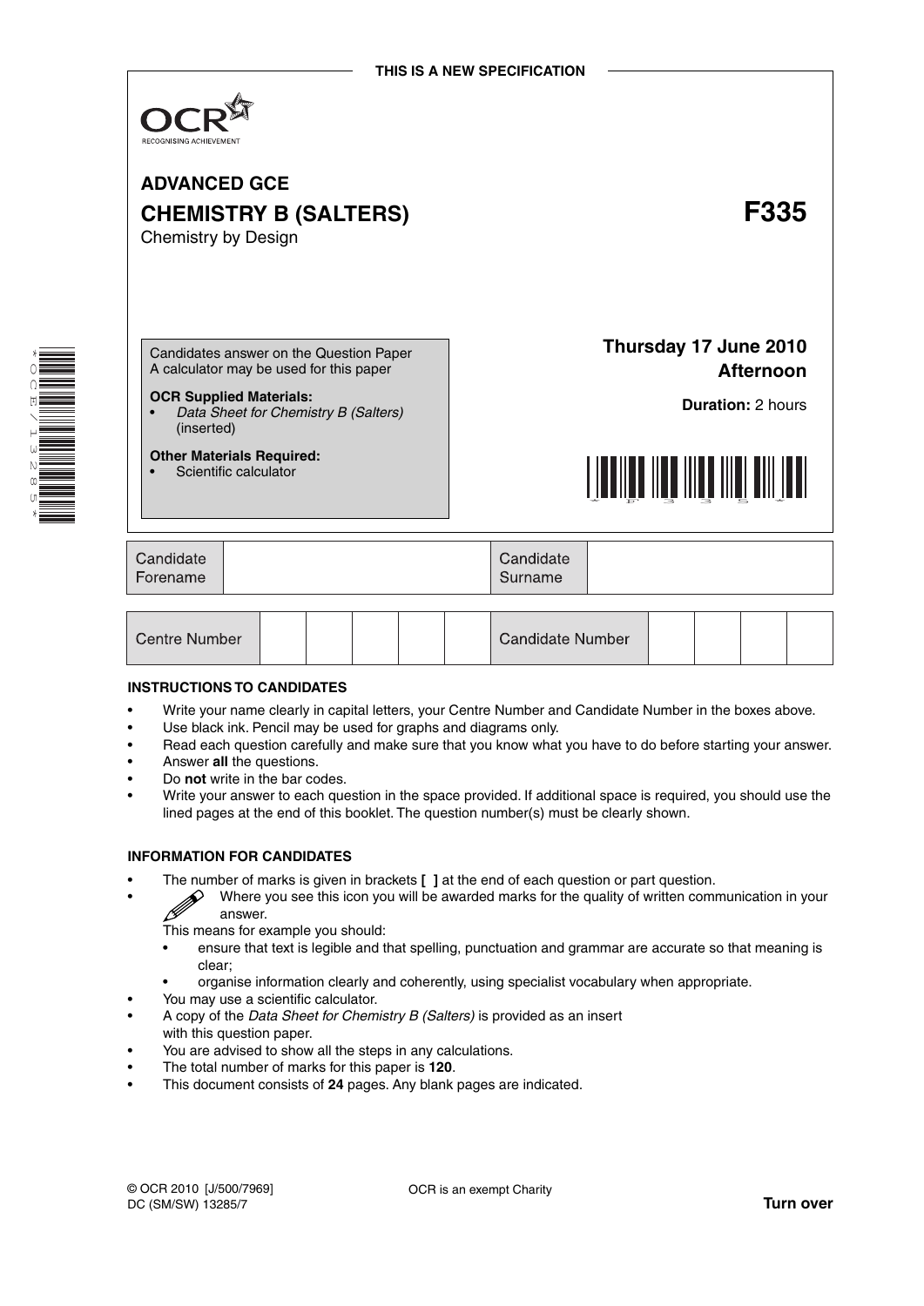THIS IS A NEW SPECIFICATION

OCR
RECOGNISING ACHIEVEMENT

# ADVANCED GCE

# CHEMISTRY B (SALTERS) F335

Chemistry by Design

Candidates answer on the Question Paper
A calculator may be used for this paper

**OCR Supplied Materials:**
- *Data Sheet for Chemistry B (Salters)* (inserted)

**Other Materials Required:**
- Scientific calculator

**Thursday 17 June 2010**
**Afternoon**

**Duration:** 2 hours

| Candidate Forename | | Candidate Surname | |
|---|---|---|---|

| Centre Number | | | | | | Candidate Number | | | | |
|---|---|---|---|---|---|---|---|---|---|---|

## INSTRUCTIONS TO CANDIDATES

- Write your name clearly in capital letters, your Centre Number and Candidate Number in the boxes above.
- Use black ink. Pencil may be used for graphs and diagrams only.
- Read each question carefully and make sure that you know what you have to do before starting your answer.
- Answer **all** the questions.
- Do **not** write in the bar codes.
- Write your answer to each question in the space provided. If additional space is required, you should use the lined pages at the end of this booklet. The question number(s) must be clearly shown.

## INFORMATION FOR CANDIDATES

- The number of marks is given in brackets **[ ]** at the end of each question or part question.
- Where you see this icon you will be awarded marks for the quality of written communication in your answer.
  This means for example you should:
  - ensure that text is legible and that spelling, punctuation and grammar are accurate so that meaning is clear;
  - organise information clearly and coherently, using specialist vocabulary when appropriate.
- You may use a scientific calculator.
- A copy of the *Data Sheet for Chemistry B (Salters)* is provided as an insert with this question paper.
- You are advised to show all the steps in any calculations.
- The total number of marks for this paper is **120**.
- This document consists of **24** pages. Any blank pages are indicated.

© OCR 2010 [J/500/7969]
DC (SM/SW) 13285/7

OCR is an exempt Charity

**Turn over**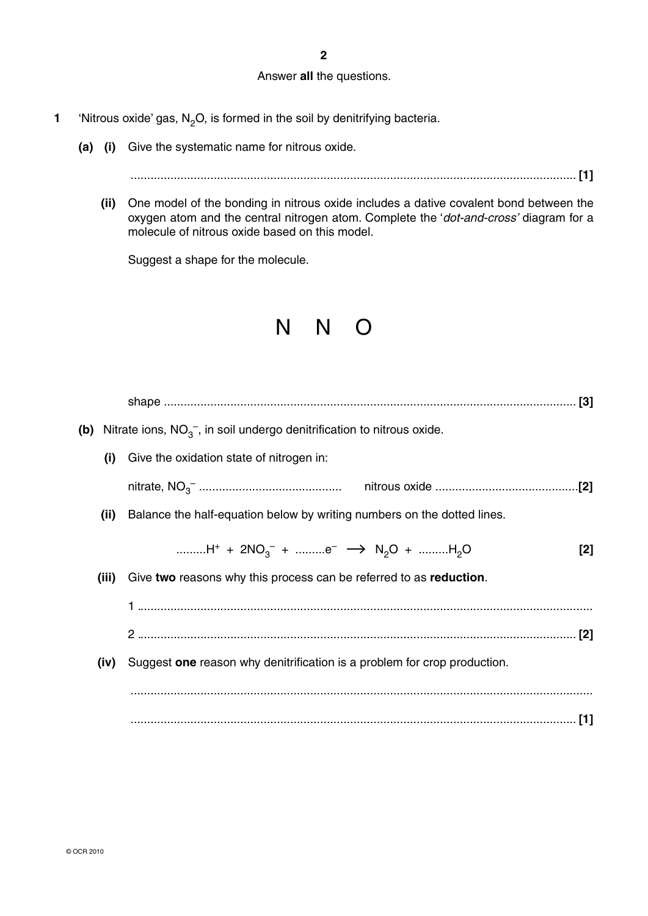Answer **all** the questions.

**1** 'Nitrous oxide' gas, $N_2O$, is formed in the soil by denitrifying bacteria.

**(a) (i)** Give the systematic name for nitrous oxide.

.......................................................................................................................................... **[1]**

**(ii)** One model of the bonding in nitrous oxide includes a dative covalent bond between the oxygen atom and the central nitrogen atom. Complete the '*dot-and-cross*' diagram for a molecule of nitrous oxide based on this model.

Suggest a shape for the molecule.

N N O

shape .............................................................................................................................. **[3]**

**(b)** Nitrate ions, $NO_3^-$, in soil undergo denitrification to nitrous oxide.

**(i)** Give the oxidation state of nitrogen in:

nitrate, $NO_3^-$ ........................................... nitrous oxide ...........................................**[2]**

**(ii)** Balance the half-equation below by writing numbers on the dotted lines.

$$.........H^+ + 2NO_3^- + .........e^- \longrightarrow N_2O + .........H_2O$$ **[2]**

**(iii)** Give **two** reasons why this process can be referred to as **reduction**.

1 ..........................................................................................................................................

2 .......................................................................................................................................... **[2]**

**(iv)** Suggest **one** reason why denitrification is a problem for crop production.

..........................................................................................................................................

.......................................................................................................................................... **[1]**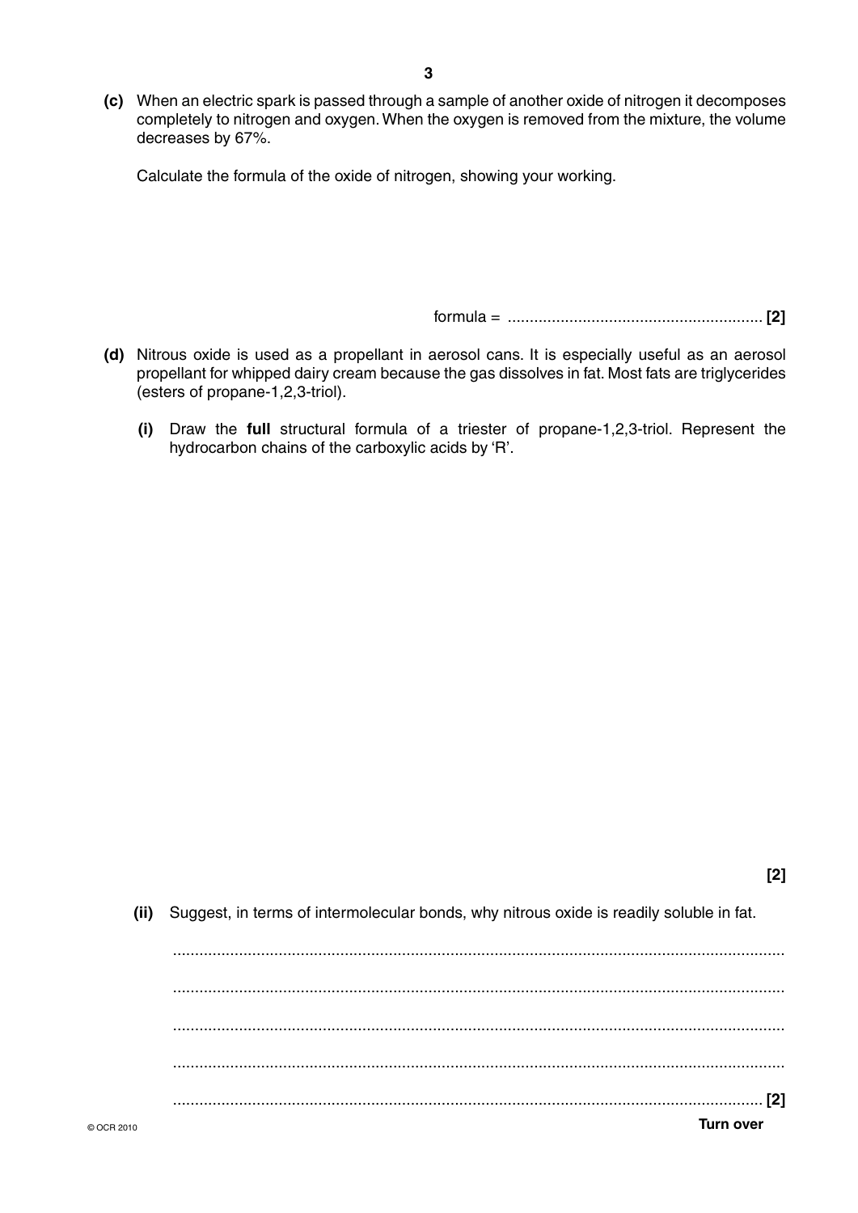**(c)** When an electric spark is passed through a sample of another oxide of nitrogen it decomposes completely to nitrogen and oxygen. When the oxygen is removed from the mixture, the volume decreases by 67%.

Calculate the formula of the oxide of nitrogen, showing your working.

formula = .......................................................... **[2]**

**(d)** Nitrous oxide is used as a propellant in aerosol cans. It is especially useful as an aerosol propellant for whipped dairy cream because the gas dissolves in fat. Most fats are triglycerides (esters of propane-1,2,3-triol).

**(i)** Draw the **full** structural formula of a triester of propane-1,2,3-triol. Represent the hydrocarbon chains of the carboxylic acids by 'R'.

**[2]**

**(ii)** Suggest, in terms of intermolecular bonds, why nitrous oxide is readily soluble in fat.

..........................................................................................................................................

..........................................................................................................................................

..........................................................................................................................................

..........................................................................................................................................

...................................................................................................................................... **[2]**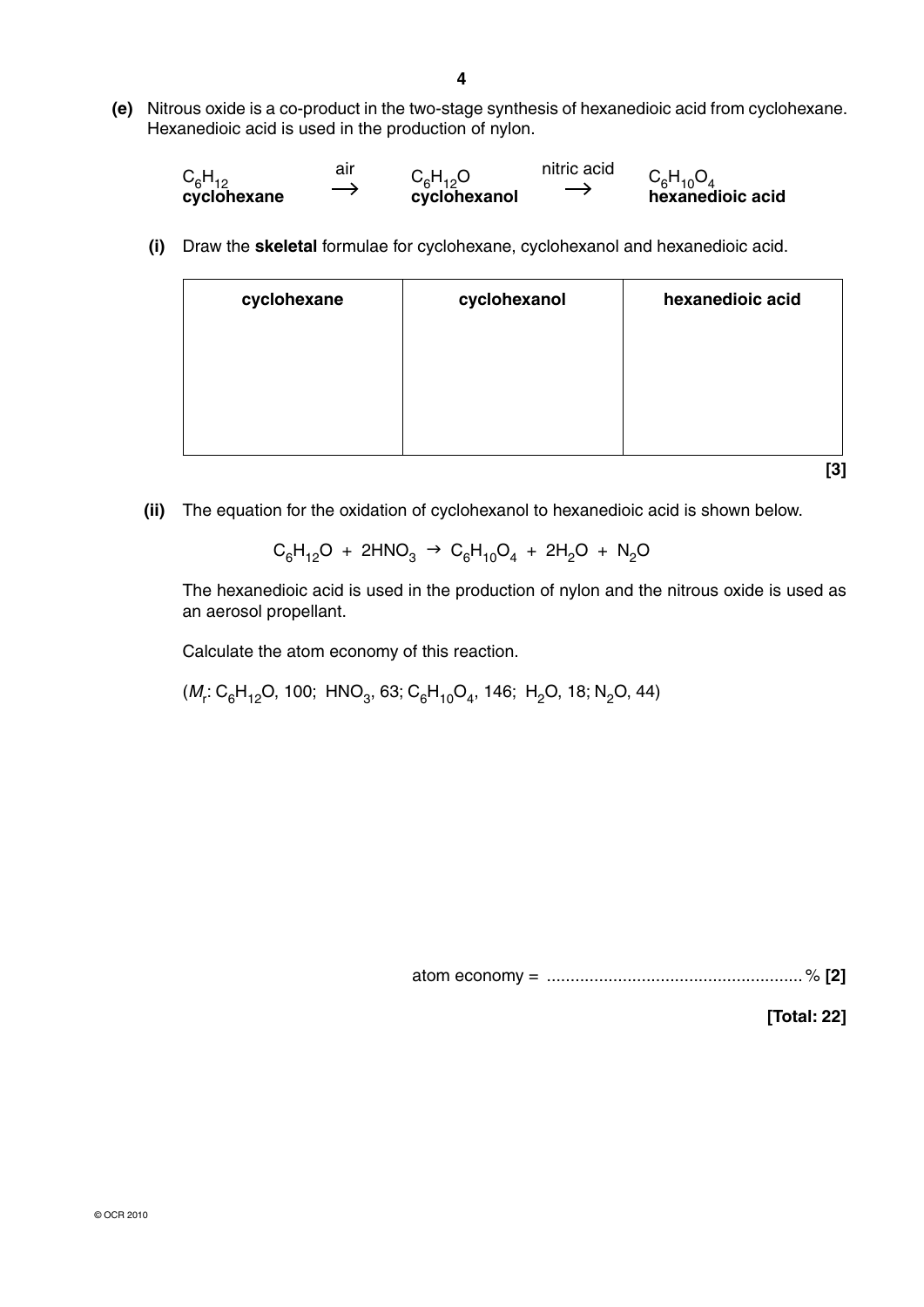**(e)** Nitrous oxide is a co-product in the two-stage synthesis of hexanedioic acid from cyclohexane. Hexanedioic acid is used in the production of nylon.

$$\underset{\textbf{cyclohexane}}{C_6H_{12}} \xrightarrow{\text{air}} \underset{\textbf{cyclohexanol}}{C_6H_{12}O} \xrightarrow{\text{nitric acid}} \underset{\textbf{hexanedioic acid}}{C_6H_{10}O_4}$$

**(i)** Draw the **skeletal** formulae for cyclohexane, cyclohexanol and hexanedioic acid.

| **cyclohexane** | **cyclohexanol** | **hexanedioic acid** |
|---|---|---|
| | | |

**[3]**

**(ii)** The equation for the oxidation of cyclohexanol to hexanedioic acid is shown below.

$$C_6H_{12}O + 2HNO_3 \rightarrow C_6H_{10}O_4 + 2H_2O + N_2O$$

The hexanedioic acid is used in the production of nylon and the nitrous oxide is used as an aerosol propellant.

Calculate the atom economy of this reaction.

($M_r$: $C_6H_{12}O$, 100; $HNO_3$, 63; $C_6H_{10}O_4$, 146; $H_2O$, 18; $N_2O$, 44)

atom economy = ...................................................... % **[2]**

**[Total: 22]**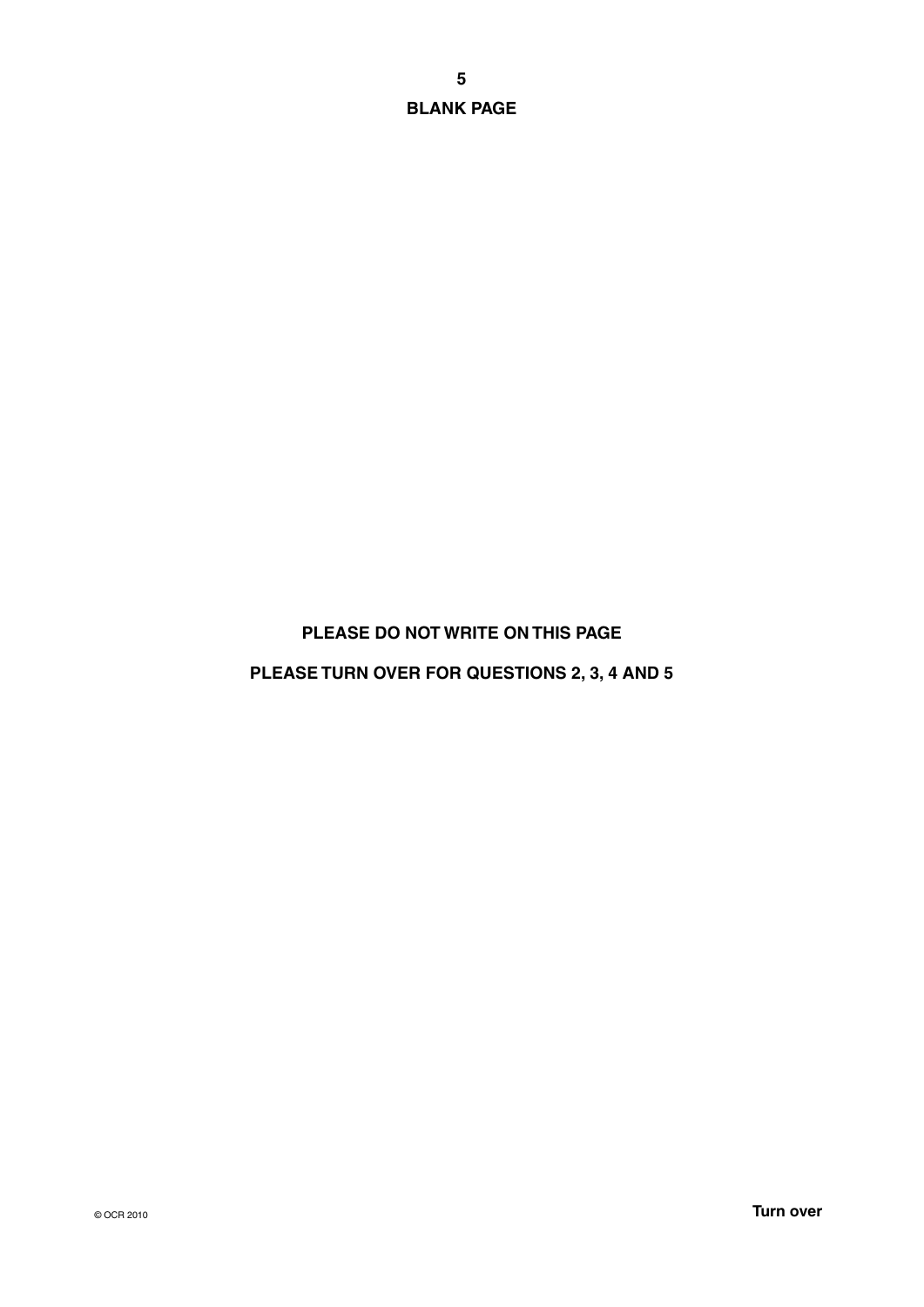**BLANK PAGE**

**PLEASE DO NOT WRITE ON THIS PAGE**

**PLEASE TURN OVER FOR QUESTIONS 2, 3, 4 AND 5**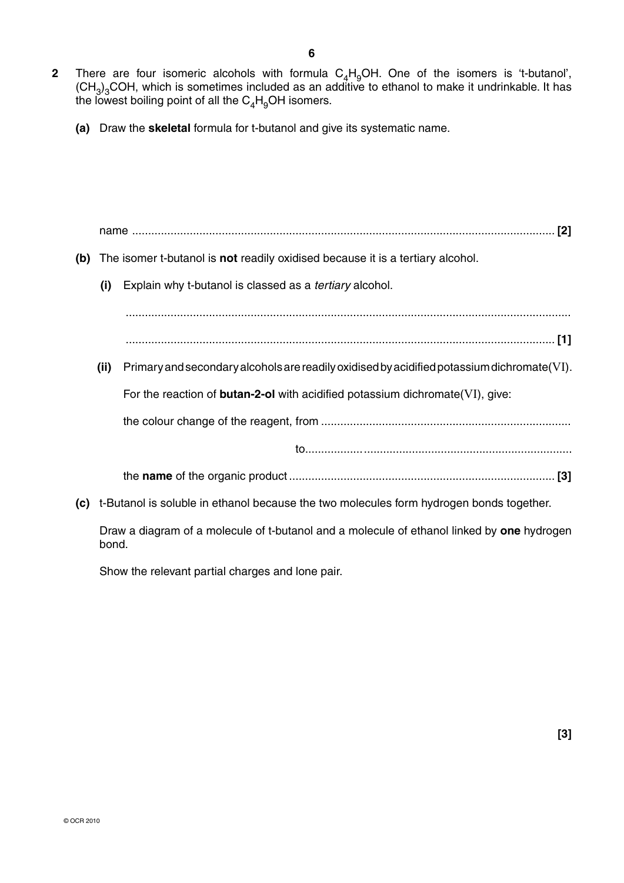**2** There are four isomeric alcohols with formula $C_4H_9OH$. One of the isomers is 't-butanol', $(CH_3)_3COH$, which is sometimes included as an additive to ethanol to make it undrinkable. It has the lowest boiling point of all the $C_4H_9OH$ isomers.

**(a)** Draw the **skeletal** formula for t-butanol and give its systematic name.

name .................................................................................................................................. **[2]**

**(b)** The isomer t-butanol is **not** readily oxidised because it is a tertiary alcohol.

**(i)** Explain why t-butanol is classed as a *tertiary* alcohol.

..........................................................................................................................................

.................................................................................................................................. **[1]**

**(ii)** Primary and secondary alcohols are readily oxidised by acidified potassium dichromate(VI).

For the reaction of **butan-2-ol** with acidified potassium dichromate(VI), give:

the colour change of the reagent, from ............................................................................

to.................................................................................

the **name** of the organic product .................................................................................. **[3]**

**(c)** t-Butanol is soluble in ethanol because the two molecules form hydrogen bonds together.

Draw a diagram of a molecule of t-butanol and a molecule of ethanol linked by **one** hydrogen bond.

Show the relevant partial charges and lone pair.

**[3]**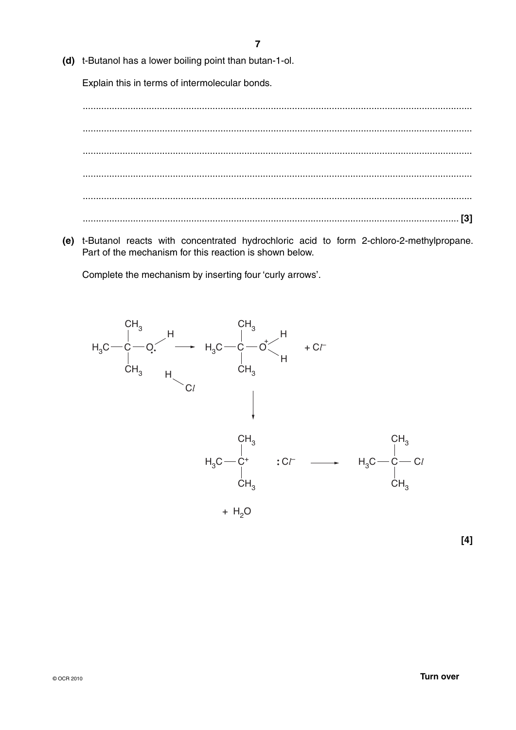**(d)** t-Butanol has a lower boiling point than butan-1-ol.

Explain this in terms of intermolecular bonds.

..........................................................................................................................................

..........................................................................................................................................

..........................................................................................................................................

..........................................................................................................................................

..........................................................................................................................................

.......................................................................................................................................... **[3]**

**(e)** t-Butanol reacts with concentrated hydrochloric acid to form 2-chloro-2-methylpropane. Part of the mechanism for this reaction is shown below.

Complete the mechanism by inserting four 'curly arrows'.

$$(CH_3)_3C{-}\ddot{O}{-}H \quad + \quad H{-}Cl \longrightarrow (CH_3)_3C{-}\overset{+}{O}H_2 \quad + \; Cl^-$$

$$\big\downarrow$$

$$(CH_3)_3C^+ \quad :Cl^- \longrightarrow (CH_3)_3C{-}Cl$$

$$+ \; H_2O$$

**[4]**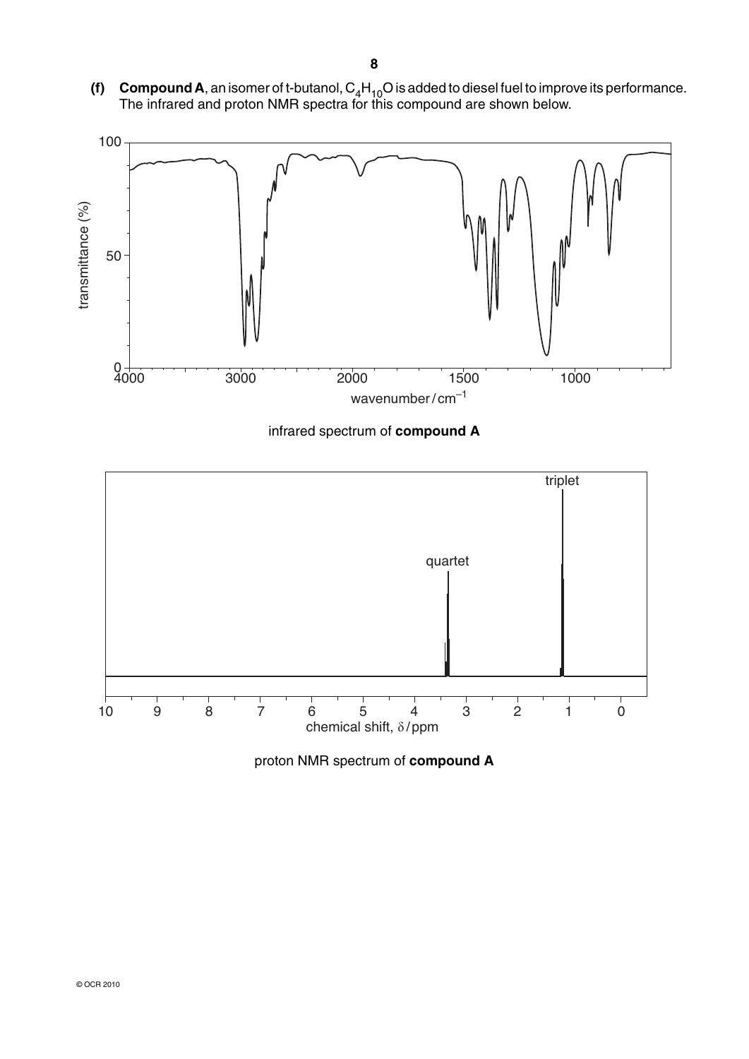**(f)** **Compound A**, an isomer of t-butanol, $C_4H_{10}O$ is added to diesel fuel to improve its performance. The infrared and proton NMR spectra for this compound are shown below.

infrared spectrum of **compound A**

proton NMR spectrum of **compound A**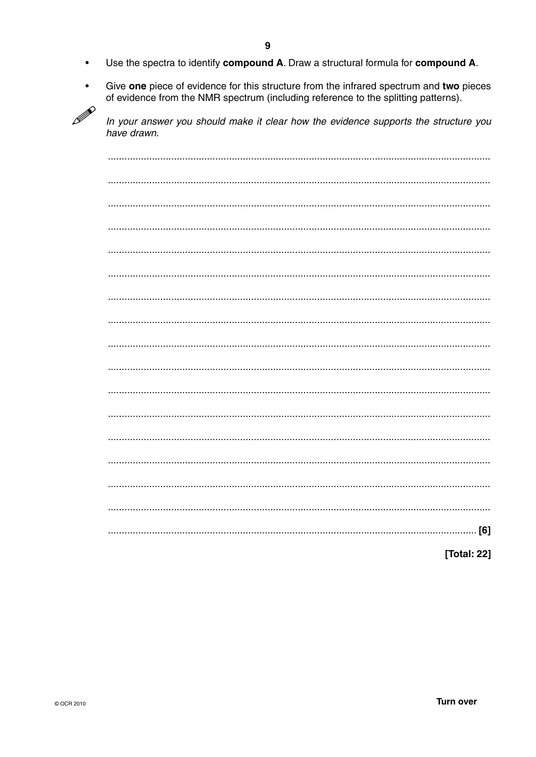- Use the spectra to identify **compound A**. Draw a structural formula for **compound A**.
- Give **one** piece of evidence for this structure from the infrared spectrum and **two** pieces of evidence from the NMR spectrum (including reference to the splitting patterns).

*In your answer you should make it clear how the evidence supports the structure you have drawn.*

........................................................................................................................................

........................................................................................................................................

........................................................................................................................................

........................................................................................................................................

........................................................................................................................................

........................................................................................................................................

........................................................................................................................................

........................................................................................................................................

........................................................................................................................................

........................................................................................................................................

........................................................................................................................................

........................................................................................................................................

........................................................................................................................................

........................................................................................................................................

........................................................................................................................................

........................................................................................................................................

.................................................................................................................................. [6]

[Total: 22]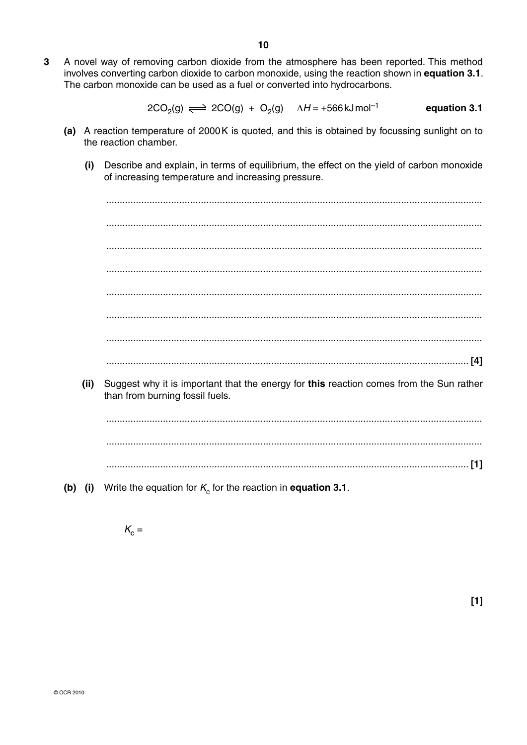**3** A novel way of removing carbon dioxide from the atmosphere has been reported. This method involves converting carbon dioxide to carbon monoxide, using the reaction shown in **equation 3.1**. The carbon monoxide can be used as a fuel or converted into hydrocarbons.

$$2CO_2(g) \rightleftharpoons 2CO(g) + O_2(g) \quad \Delta H = +566\,\text{kJ mol}^{-1} \qquad \textbf{equation 3.1}$$

**(a)** A reaction temperature of 2000 K is quoted, and this is obtained by focussing sunlight on to the reaction chamber.

**(i)** Describe and explain, in terms of equilibrium, the effect on the yield of carbon monoxide of increasing temperature and increasing pressure.

..........................................................................................................................................

..........................................................................................................................................

..........................................................................................................................................

..........................................................................................................................................

..........................................................................................................................................

..........................................................................................................................................

..........................................................................................................................................

.................................................................................................................................... **[4]**

**(ii)** Suggest why it is important that the energy for **this** reaction comes from the Sun rather than from burning fossil fuels.

..........................................................................................................................................

..........................................................................................................................................

.................................................................................................................................... **[1]**

**(b)** **(i)** Write the equation for $K_c$ for the reaction in **equation 3.1**.

$K_c =$

**[1]**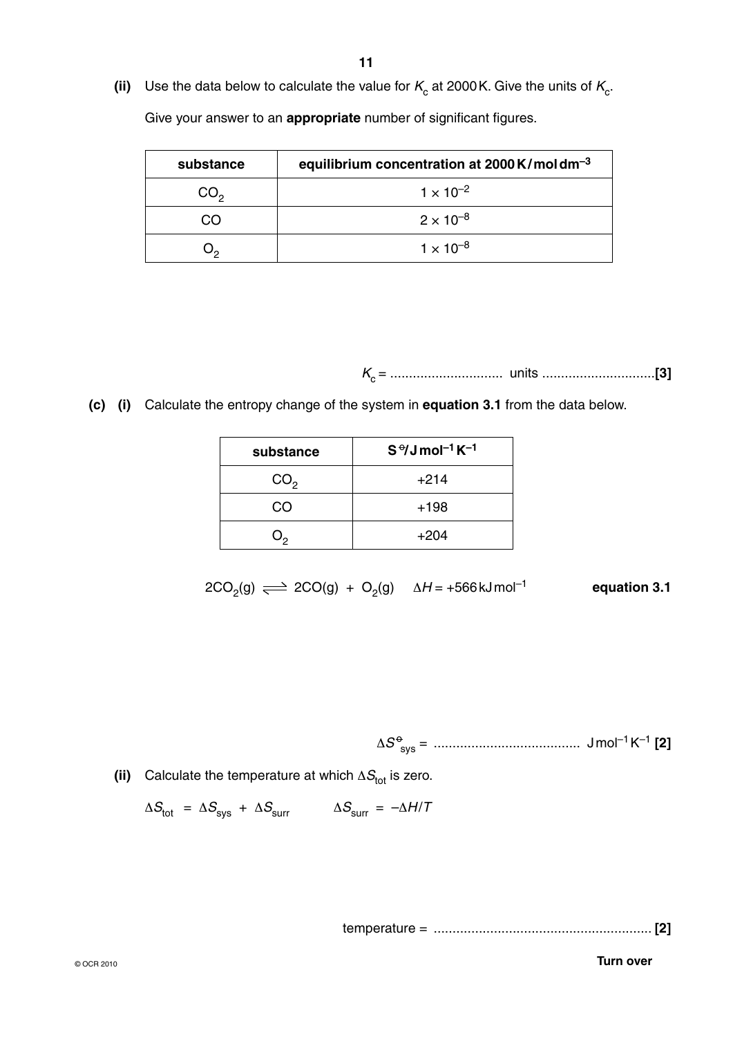**(ii)** Use the data below to calculate the value for $K_c$ at 2000 K. Give the units of $K_c$.

Give your answer to an **appropriate** number of significant figures.

| substance | equilibrium concentration at 2000 K / mol dm$^{-3}$ |
|---|---|
| $CO_2$ | $1 \times 10^{-2}$ |
| $CO$ | $2 \times 10^{-8}$ |
| $O_2$ | $1 \times 10^{-8}$ |

$K_c$ = .............................. units ..............................**[3]**

**(c) (i)** Calculate the entropy change of the system in **equation 3.1** from the data below.

| substance | $S^{\ominus}$/J mol$^{-1}$ K$^{-1}$ |
|---|---|
| $CO_2$ | +214 |
| $CO$ | +198 |
| $O_2$ | +204 |

$$2CO_2(g) \rightleftharpoons 2CO(g) + O_2(g) \quad \Delta H = +566\,\text{kJ mol}^{-1}$$ **equation 3.1**

$\Delta S^{\ominus}_{sys}$ = ....................................... J mol$^{-1}$ K$^{-1}$ **[2]**

**(ii)** Calculate the temperature at which $\Delta S_{tot}$ is zero.

$\Delta S_{tot} = \Delta S_{sys} + \Delta S_{surr} \qquad \Delta S_{surr} = -\Delta H/T$

temperature = .......................................................... **[2]**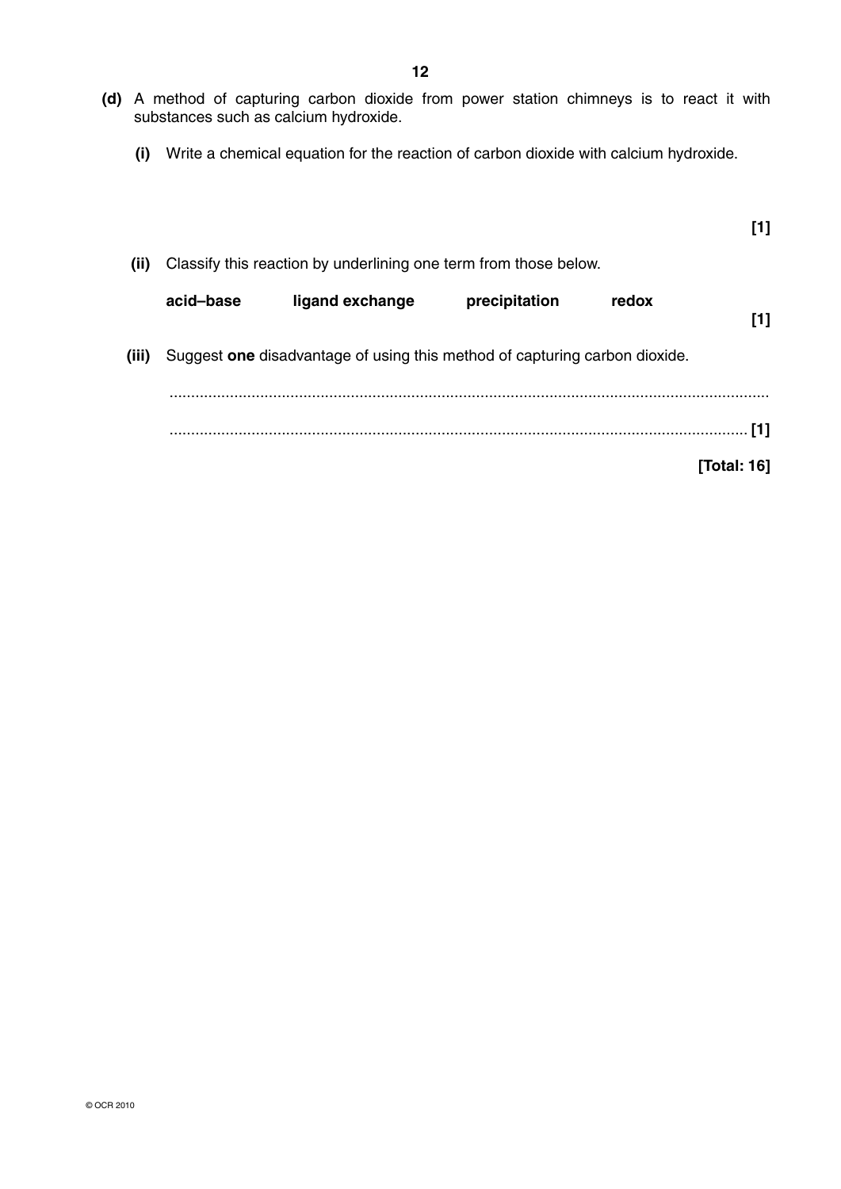**(d)** A method of capturing carbon dioxide from power station chimneys is to react it with substances such as calcium hydroxide.

**(i)** Write a chemical equation for the reaction of carbon dioxide with calcium hydroxide.

**[1]**

**(ii)** Classify this reaction by underlining one term from those below.

**acid–base** **ligand exchange** **precipitation** **redox**

**[1]**

**(iii)** Suggest **one** disadvantage of using this method of capturing carbon dioxide.

..........................................................................................................................................

.................................................................................................................................... **[1]**

**[Total: 16]**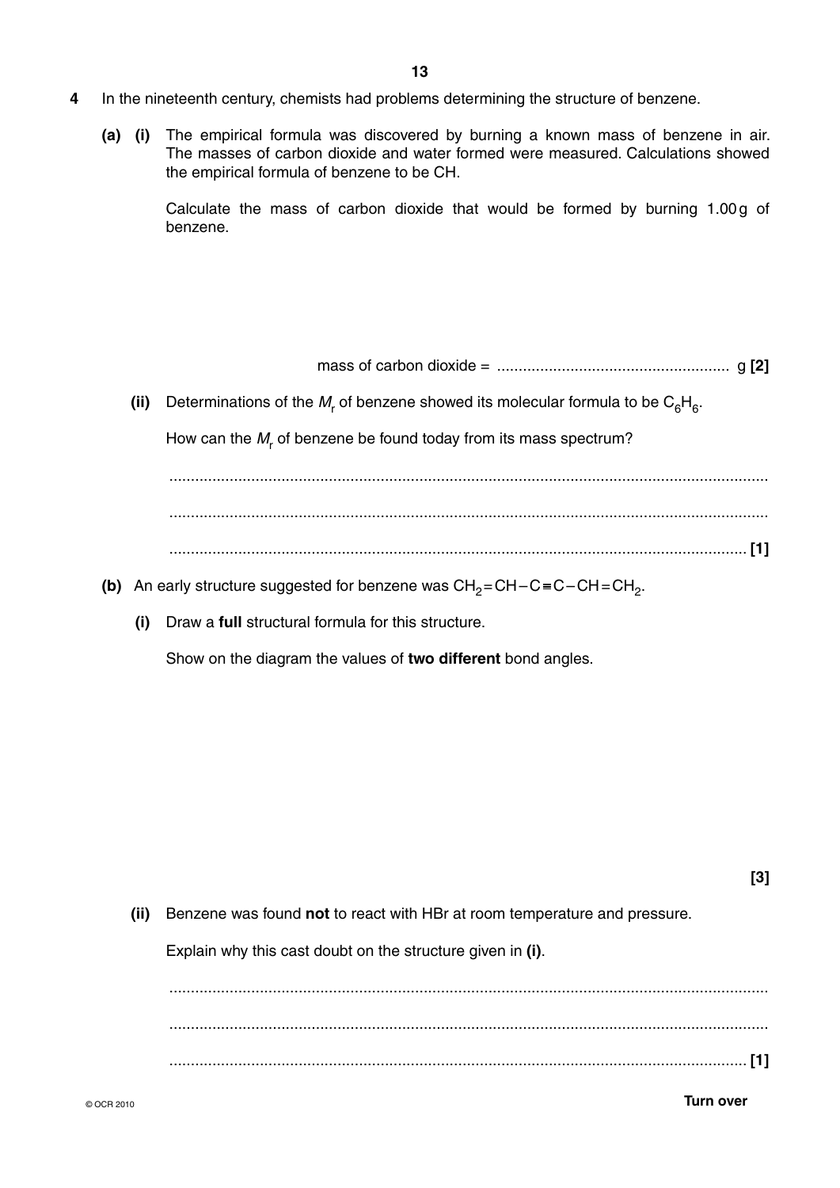4 In the nineteenth century, chemists had problems determining the structure of benzene.

**(a)** **(i)** The empirical formula was discovered by burning a known mass of benzene in air. The masses of carbon dioxide and water formed were measured. Calculations showed the empirical formula of benzene to be CH.

Calculate the mass of carbon dioxide that would be formed by burning 1.00 g of benzene.

mass of carbon dioxide = ...................................................... g **[2]**

**(ii)** Determinations of the $M_r$ of benzene showed its molecular formula to be $C_6H_6$.

How can the $M_r$ of benzene be found today from its mass spectrum?

..........................................................................................................................................

..........................................................................................................................................

...................................................................................................................................... **[1]**

**(b)** An early structure suggested for benzene was $CH_2=CH-C\equiv C-CH=CH_2$.

**(i)** Draw a **full** structural formula for this structure.

Show on the diagram the values of **two different** bond angles.

**[3]**

**(ii)** Benzene was found **not** to react with HBr at room temperature and pressure.

Explain why this cast doubt on the structure given in **(i)**.

..........................................................................................................................................

..........................................................................................................................................

...................................................................................................................................... **[1]**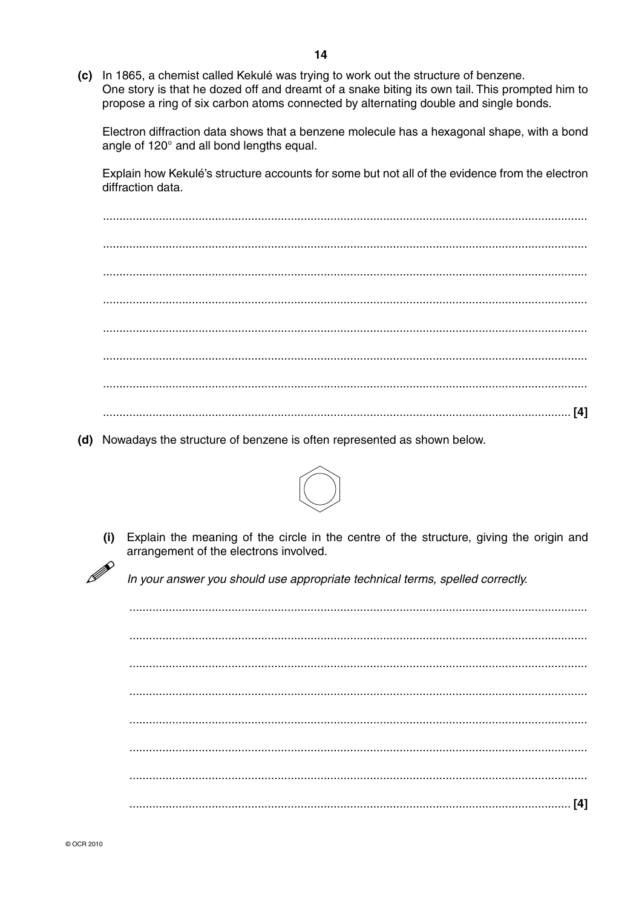**(c)** In 1865, a chemist called Kekulé was trying to work out the structure of benzene. One story is that he dozed off and dreamt of a snake biting its own tail. This prompted him to propose a ring of six carbon atoms connected by alternating double and single bonds.

Electron diffraction data shows that a benzene molecule has a hexagonal shape, with a bond angle of 120° and all bond lengths equal.

Explain how Kekulé's structure accounts for some but not all of the evidence from the electron diffraction data.

..........................................................................................................................................

..........................................................................................................................................

..........................................................................................................................................

..........................................................................................................................................

..........................................................................................................................................

..........................................................................................................................................

..........................................................................................................................................

.................................................................................................................................. [4]

**(d)** Nowadays the structure of benzene is often represented as shown below.

**(i)** Explain the meaning of the circle in the centre of the structure, giving the origin and arrangement of the electrons involved.

*In your answer you should use appropriate technical terms, spelled correctly.*

..........................................................................................................................................

..........................................................................................................................................

..........................................................................................................................................

..........................................................................................................................................

..........................................................................................................................................

..........................................................................................................................................

..........................................................................................................................................

.................................................................................................................................. [4]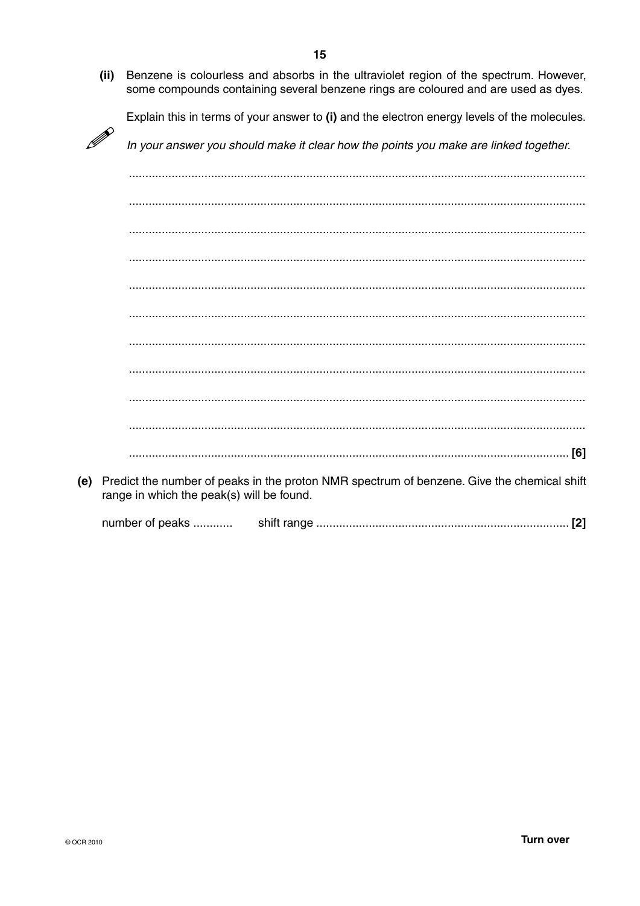(ii) Benzene is colourless and absorbs in the ultraviolet region of the spectrum. However, some compounds containing several benzene rings are coloured and are used as dyes.

Explain this in terms of your answer to **(i)** and the electron energy levels of the molecules.

*In your answer you should make it clear how the points you make are linked together.*

..........................................................................................................................................

..........................................................................................................................................

..........................................................................................................................................

..........................................................................................................................................

..........................................................................................................................................

..........................................................................................................................................

..........................................................................................................................................

..........................................................................................................................................

..........................................................................................................................................

..........................................................................................................................................

.................................................................................................................................. **[6]**

(e) Predict the number of peaks in the proton NMR spectrum of benzene. Give the chemical shift range in which the peak(s) will be found.

number of peaks ............ shift range ............................................................................ **[2]**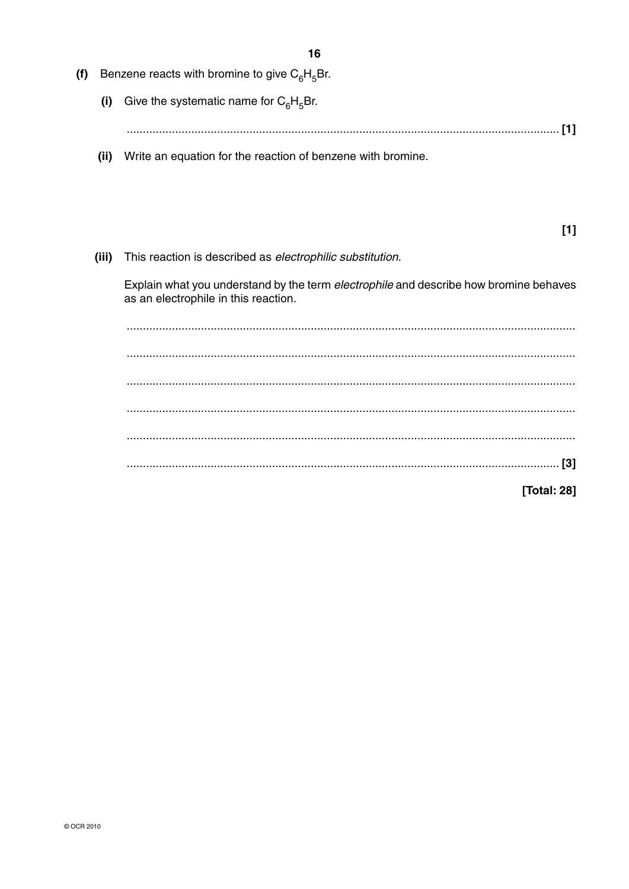**(f)** Benzene reacts with bromine to give $C_6H_5Br$.

**(i)** Give the systematic name for $C_6H_5Br$.

.......................................................................................................................................... **[1]**

**(ii)** Write an equation for the reaction of benzene with bromine.

**[1]**

**(iii)** This reaction is described as *electrophilic substitution*.

Explain what you understand by the term *electrophile* and describe how bromine behaves as an electrophile in this reaction.

..........................................................................................................................................

..........................................................................................................................................

..........................................................................................................................................

..........................................................................................................................................

..........................................................................................................................................

.......................................................................................................................................... **[3]**

**[Total: 28]**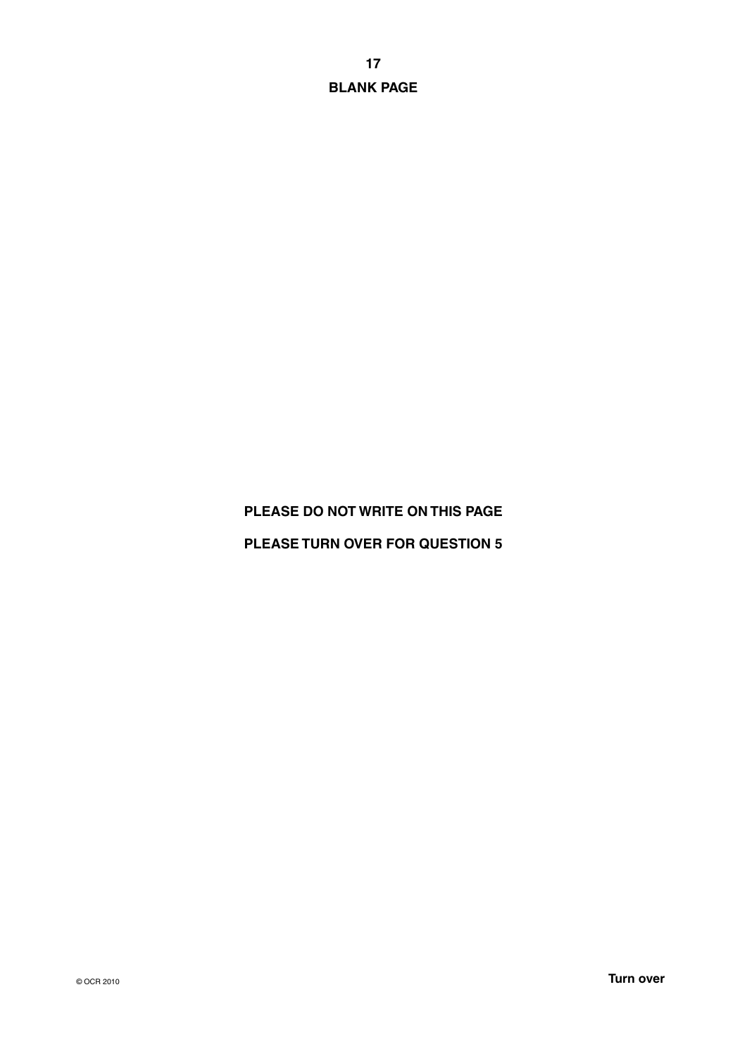**BLANK PAGE**

**PLEASE DO NOT WRITE ON THIS PAGE**

**PLEASE TURN OVER FOR QUESTION 5**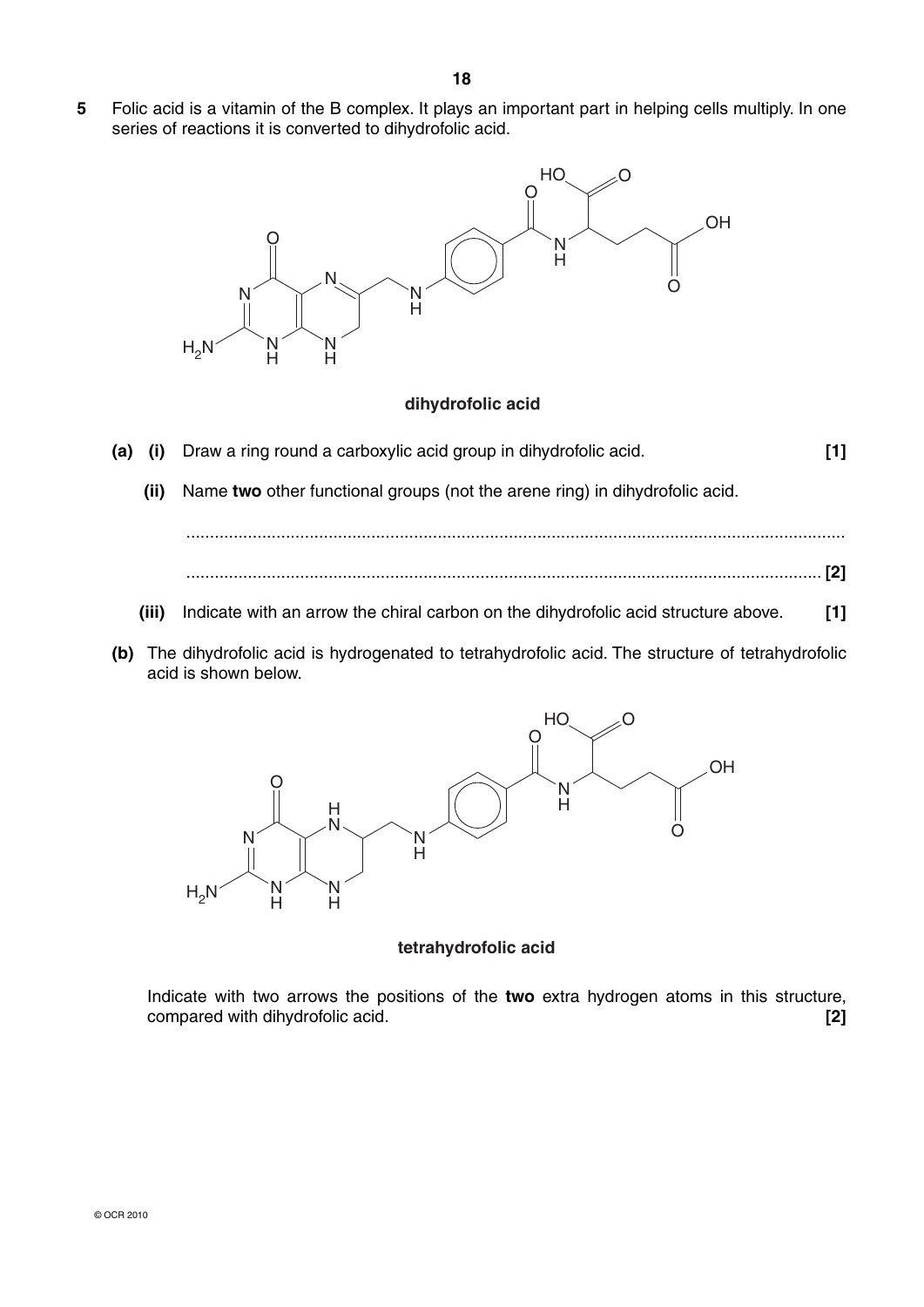**5** Folic acid is a vitamin of the B complex. It plays an important part in helping cells multiply. In one series of reactions it is converted to dihydrofolic acid.

**dihydrofolic acid**

**(a) (i)** Draw a ring round a carboxylic acid group in dihydrofolic acid. **[1]**

**(ii)** Name **two** other functional groups (not the arene ring) in dihydrofolic acid.

..........................................................................................................................................

.................................................................................................................................... **[2]**

**(iii)** Indicate with an arrow the chiral carbon on the dihydrofolic acid structure above. **[1]**

**(b)** The dihydrofolic acid is hydrogenated to tetrahydrofolic acid. The structure of tetrahydrofolic acid is shown below.

**tetrahydrofolic acid**

Indicate with two arrows the positions of the **two** extra hydrogen atoms in this structure, compared with dihydrofolic acid. **[2]**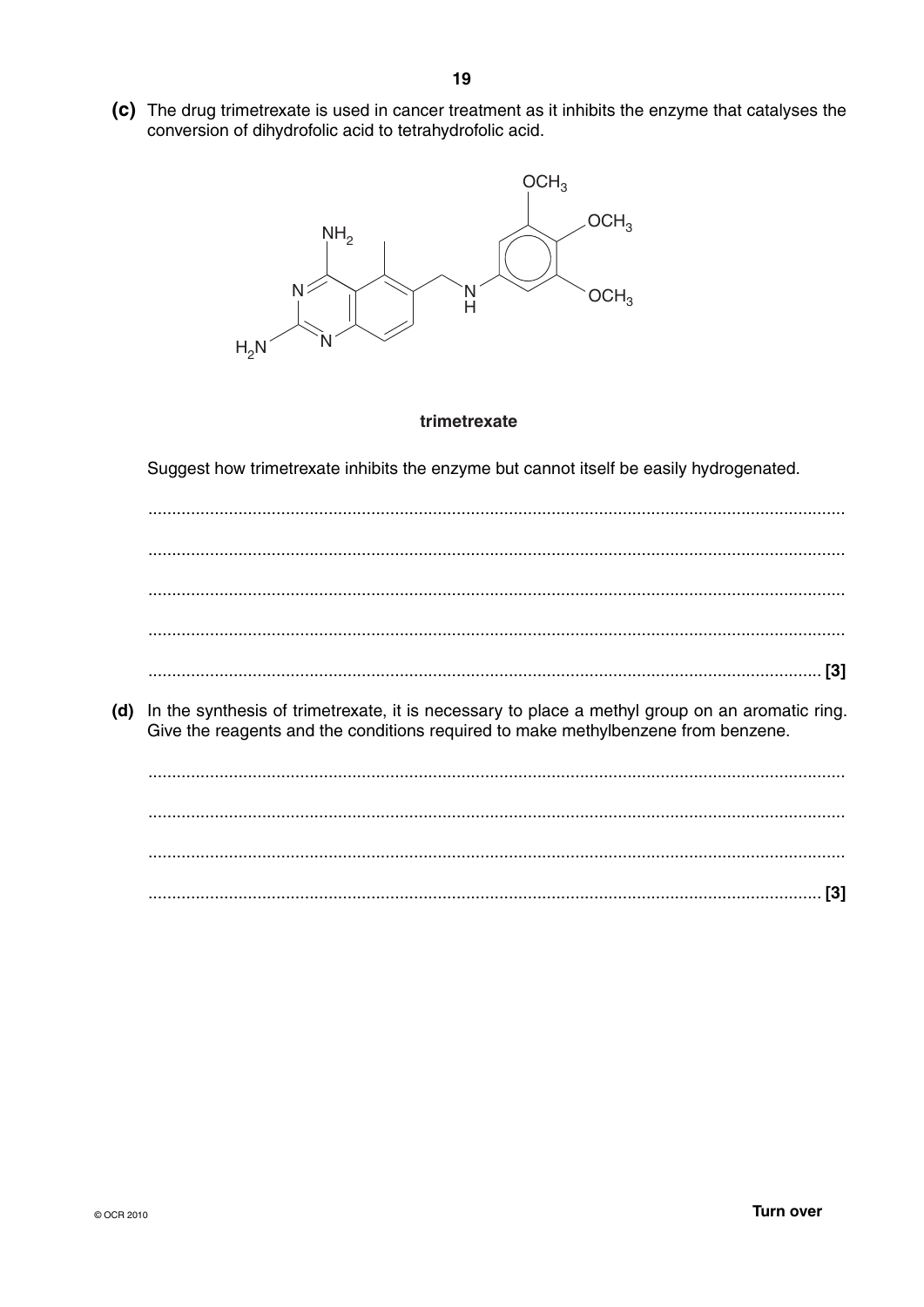**(c)** The drug trimetrexate is used in cancer treatment as it inhibits the enzyme that catalyses the conversion of dihydrofolic acid to tetrahydrofolic acid.

**trimetrexate**

Suggest how trimetrexate inhibits the enzyme but cannot itself be easily hydrogenated.

..........................................................................................................................................

..........................................................................................................................................

..........................................................................................................................................

..........................................................................................................................................

.................................................................................................................................... [3]

**(d)** In the synthesis of trimetrexate, it is necessary to place a methyl group on an aromatic ring. Give the reagents and the conditions required to make methylbenzene from benzene.

..........................................................................................................................................

..........................................................................................................................................

..........................................................................................................................................

.................................................................................................................................... [3]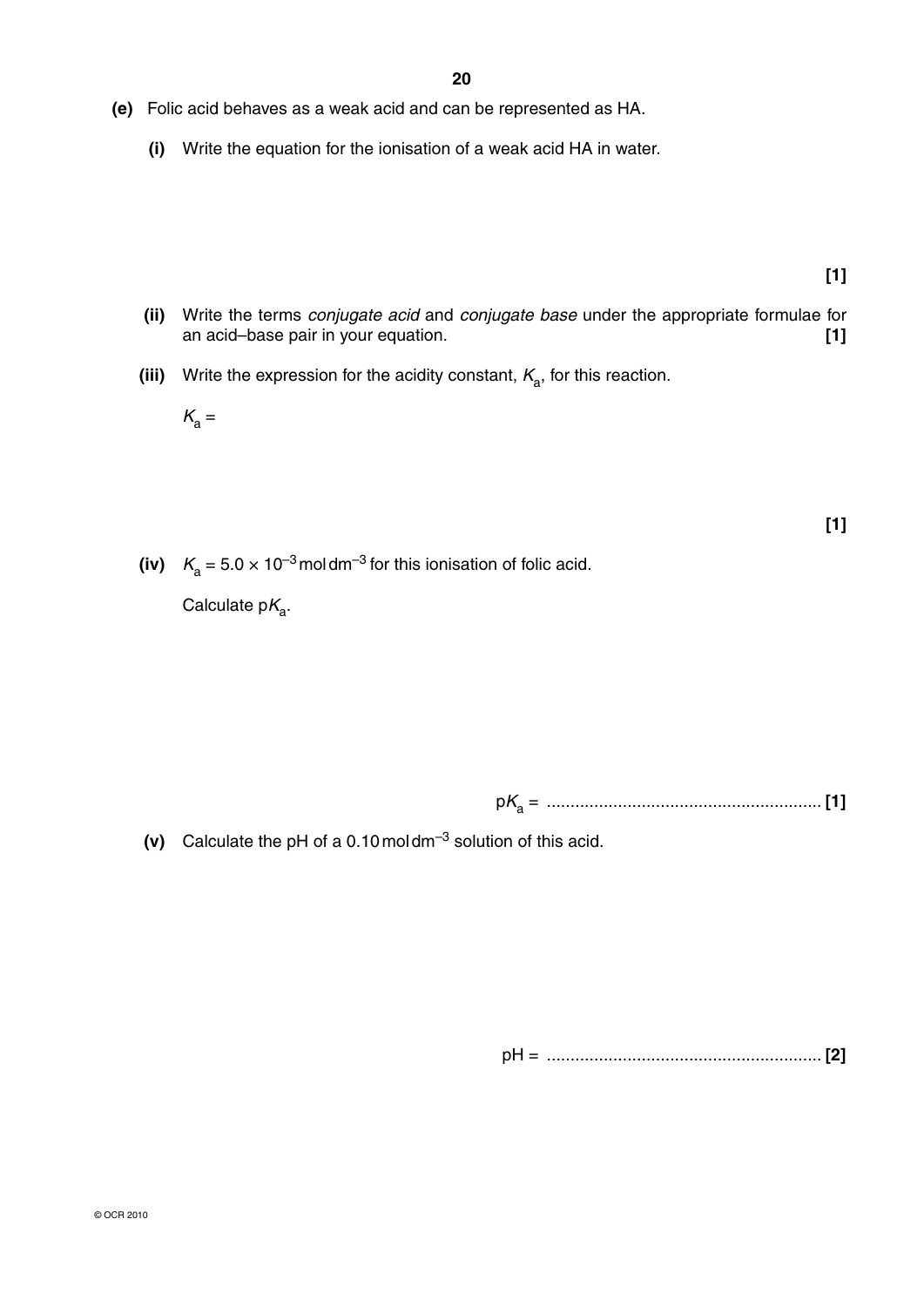**(e)** Folic acid behaves as a weak acid and can be represented as HA.

**(i)** Write the equation for the ionisation of a weak acid HA in water.

**[1]**

**(ii)** Write the terms *conjugate acid* and *conjugate base* under the appropriate formulae for an acid–base pair in your equation. **[1]**

**(iii)** Write the expression for the acidity constant, $K_a$, for this reaction.

$K_a$ =

**[1]**

**(iv)** $K_a = 5.0 \times 10^{-3}$ mol dm$^{-3}$ for this ionisation of folic acid.

Calculate p$K_a$.

p$K_a$ = .......................................................... **[1]**

**(v)** Calculate the pH of a 0.10 mol dm$^{-3}$ solution of this acid.

pH = .......................................................... **[2]**

© OCR 2010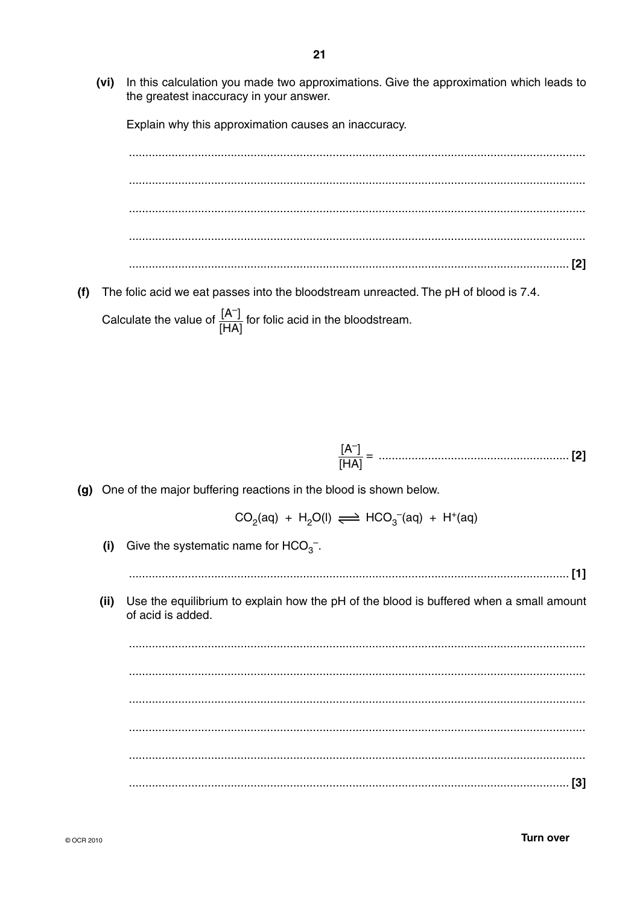**(vi)** In this calculation you made two approximations. Give the approximation which leads to the greatest inaccuracy in your answer.

Explain why this approximation causes an inaccuracy.

..........................................................................................................................................

..........................................................................................................................................

..........................................................................................................................................

..........................................................................................................................................

.................................................................................................................................... [2]

**(f)** The folic acid we eat passes into the bloodstream unreacted. The pH of blood is 7.4.

Calculate the value of $\frac{[A^-]}{[HA]}$ for folic acid in the bloodstream.

$\frac{[A^-]}{[HA]}$ = ........................................................ [2]

**(g)** One of the major buffering reactions in the blood is shown below.

$$CO_2(aq) + H_2O(l) \rightleftharpoons HCO_3^-(aq) + H^+(aq)$$

**(i)** Give the systematic name for $HCO_3^-$.

.................................................................................................................................... [1]

**(ii)** Use the equilibrium to explain how the pH of the blood is buffered when a small amount of acid is added.

..........................................................................................................................................

..........................................................................................................................................

..........................................................................................................................................

..........................................................................................................................................

..........................................................................................................................................

.................................................................................................................................... [3]

© OCR 2010

**Turn over**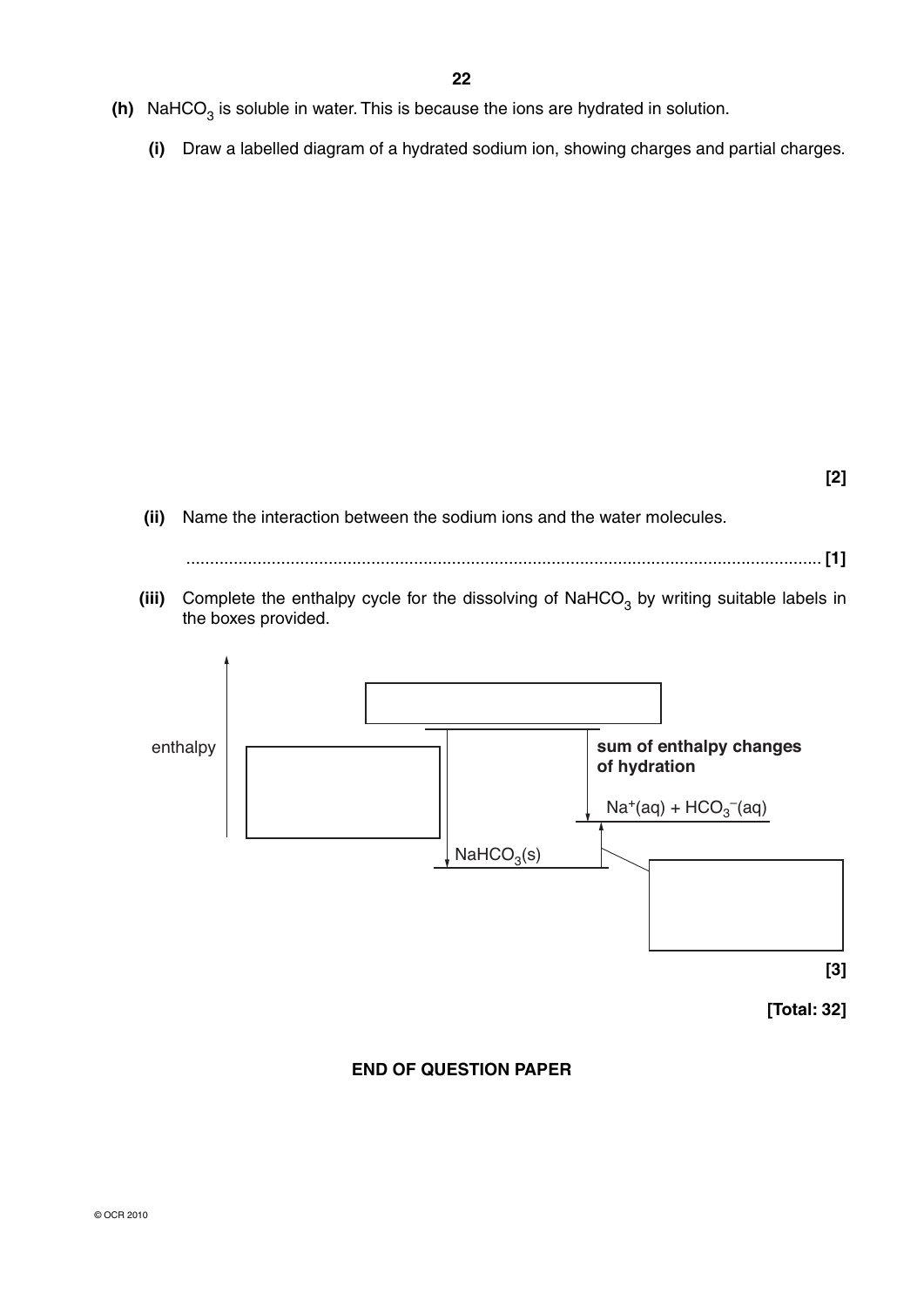**(h)** $NaHCO_3$ is soluble in water. This is because the ions are hydrated in solution.

**(i)** Draw a labelled diagram of a hydrated sodium ion, showing charges and partial charges.

**[2]**

**(ii)** Name the interaction between the sodium ions and the water molecules.

...................................................................................................................................... **[1]**

**(iii)** Complete the enthalpy cycle for the dissolving of $NaHCO_3$ by writing suitable labels in the boxes provided.

enthalpy

**sum of enthalpy changes of hydration**

$Na^+(aq) + HCO_3^-(aq)$

$NaHCO_3(s)$

**[3]**

**[Total: 32]**

**END OF QUESTION PAPER**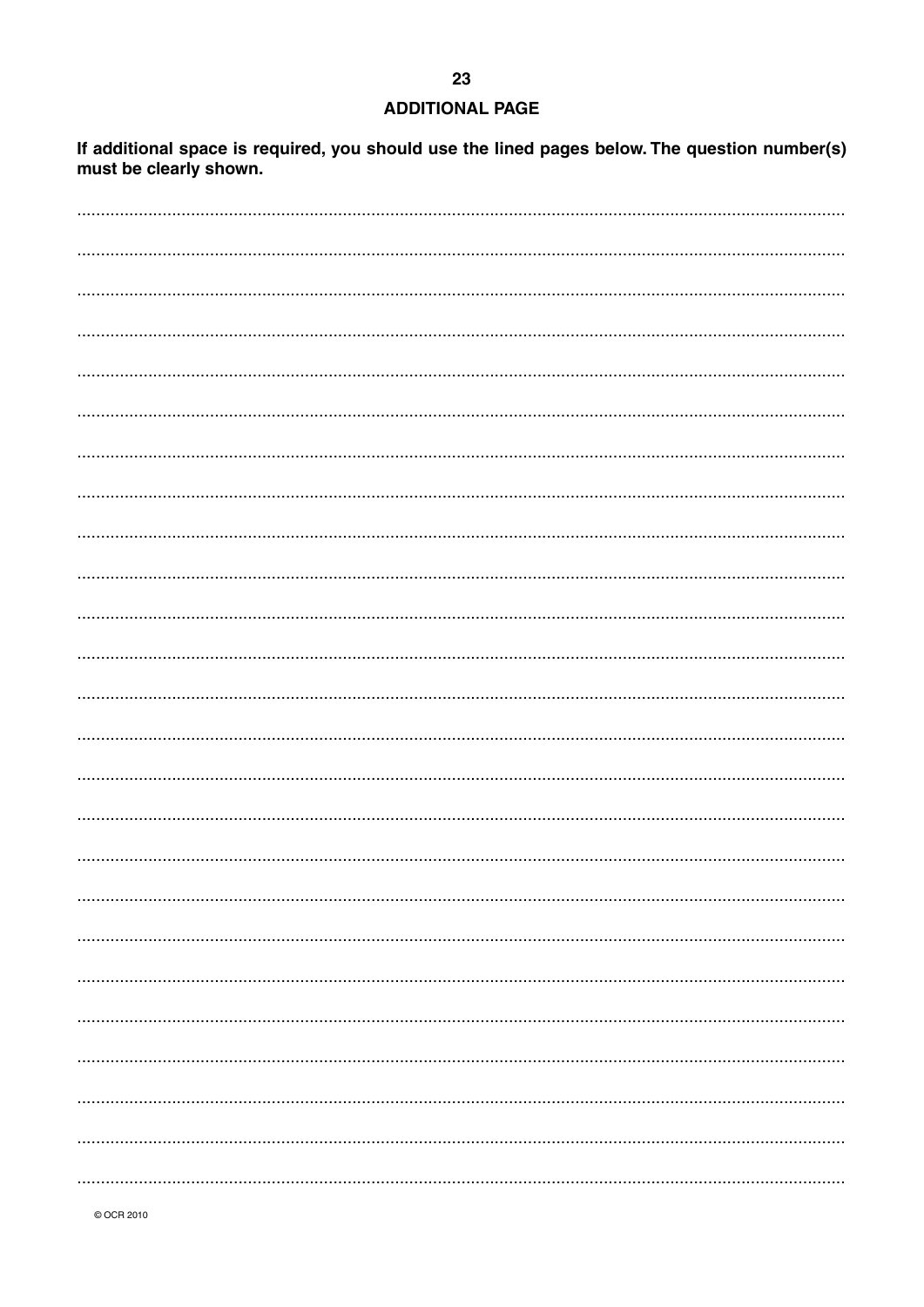## ADDITIONAL PAGE

**If additional space is required, you should use the lined pages below. The question number(s) must be clearly shown.**

© OCR 2010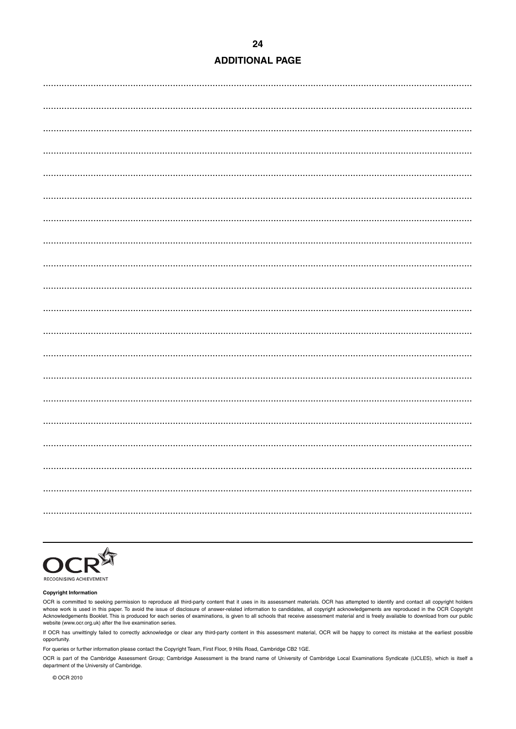## ADDITIONAL PAGE

RECOGNISING ACHIEVEMENT

**Copyright Information**

OCR is committed to seeking permission to reproduce all third-party content that it uses in its assessment materials. OCR has attempted to identify and contact all copyright holders whose work is used in this paper. To avoid the issue of disclosure of answer-related information to candidates, all copyright acknowledgements are reproduced in the OCR Copyright Acknowledgements Booklet. This is produced for each series of examinations, is given to all schools that receive assessment material and is freely available to download from our public website (www.ocr.org.uk) after the live examination series.

If OCR has unwittingly failed to correctly acknowledge or clear any third-party content in this assessment material, OCR will be happy to correct its mistake at the earliest possible opportunity.

For queries or further information please contact the Copyright Team, First Floor, 9 Hills Road, Cambridge CB2 1GE.

OCR is part of the Cambridge Assessment Group; Cambridge Assessment is the brand name of University of Cambridge Local Examinations Syndicate (UCLES), which is itself a department of the University of Cambridge.

© OCR 2010